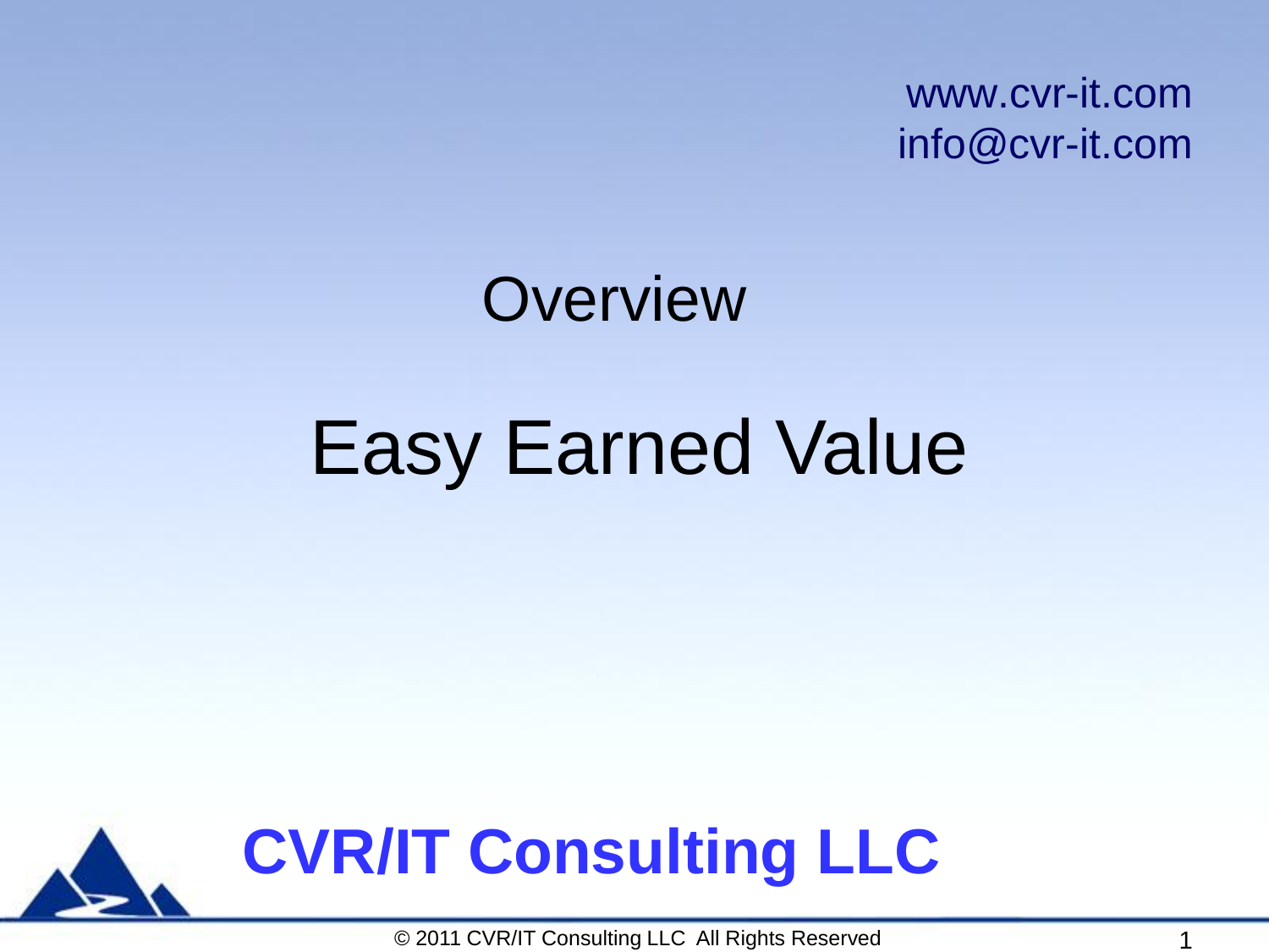www.cvr-it.com
info@cvr-it.com

Overview

# Easy Earned Value

**CVR/IT Consulting LLC**

© 2011 CVR/IT Consulting LLC All Rights Reserved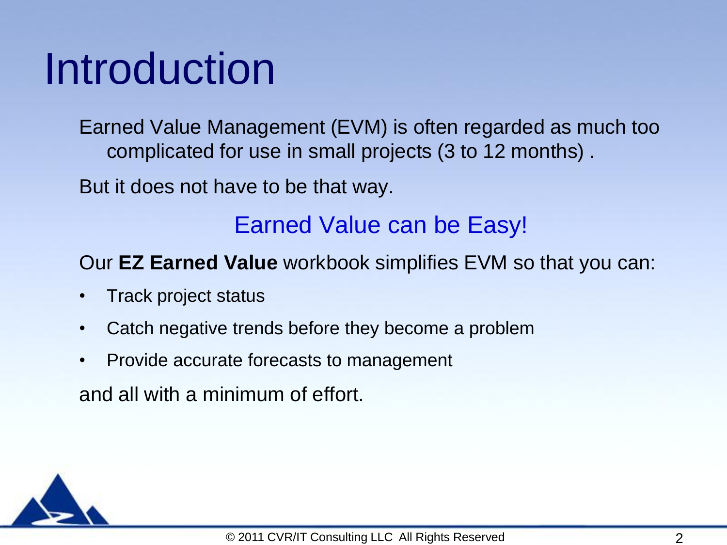# Introduction

Earned Value Management (EVM) is often regarded as much too complicated for use in small projects (3 to 12 months) .

But it does not have to be that way.

Earned Value can be Easy!

Our **EZ Earned Value** workbook simplifies EVM so that you can:

- Track project status
- Catch negative trends before they become a problem
- Provide accurate forecasts to management

and all with a minimum of effort.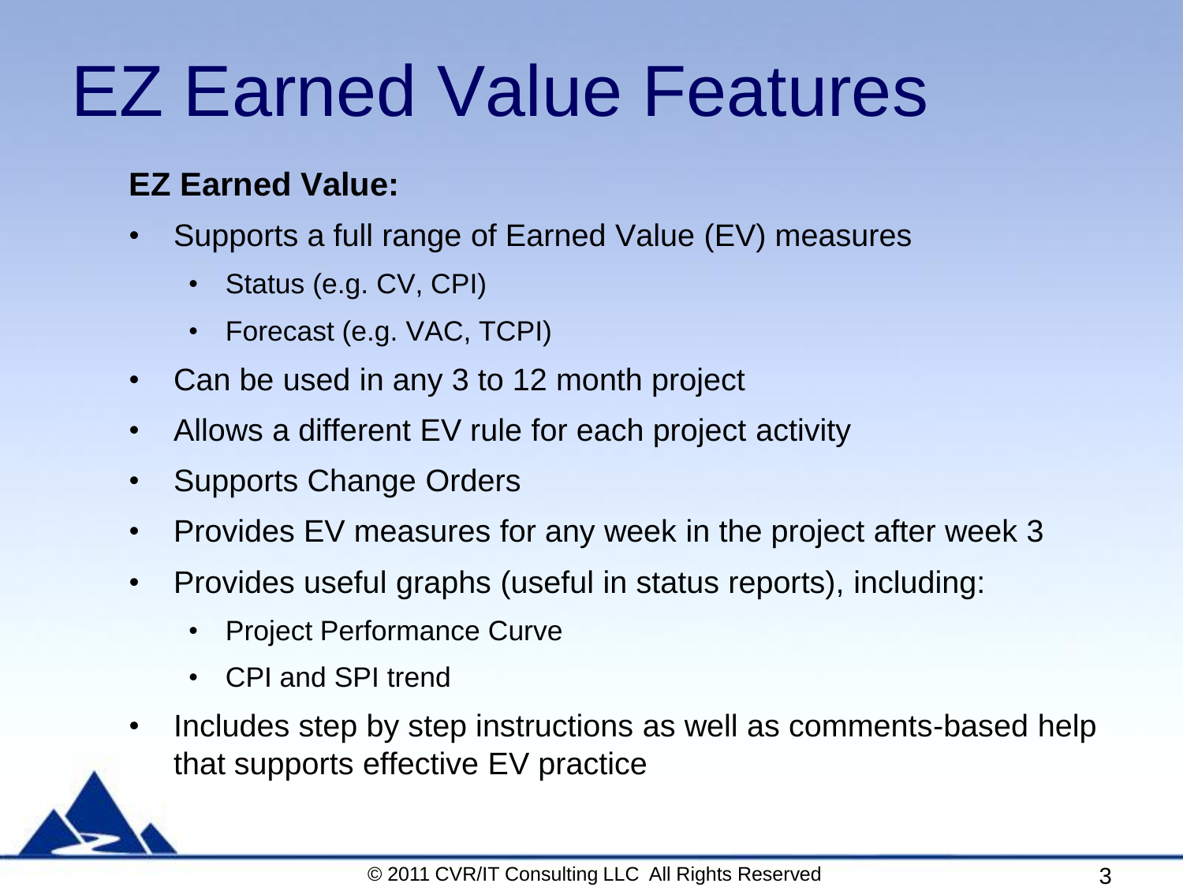# EZ Earned Value Features

**EZ Earned Value:**

- Supports a full range of Earned Value (EV) measures
  - Status (e.g. CV, CPI)
  - Forecast (e.g. VAC, TCPI)
- Can be used in any 3 to 12 month project
- Allows a different EV rule for each project activity
- Supports Change Orders
- Provides EV measures for any week in the project after week 3
- Provides useful graphs (useful in status reports), including:
  - Project Performance Curve
  - CPI and SPI trend
- Includes step by step instructions as well as comments-based help that supports effective EV practice

© 2011 CVR/IT Consulting LLC All Rights Reserved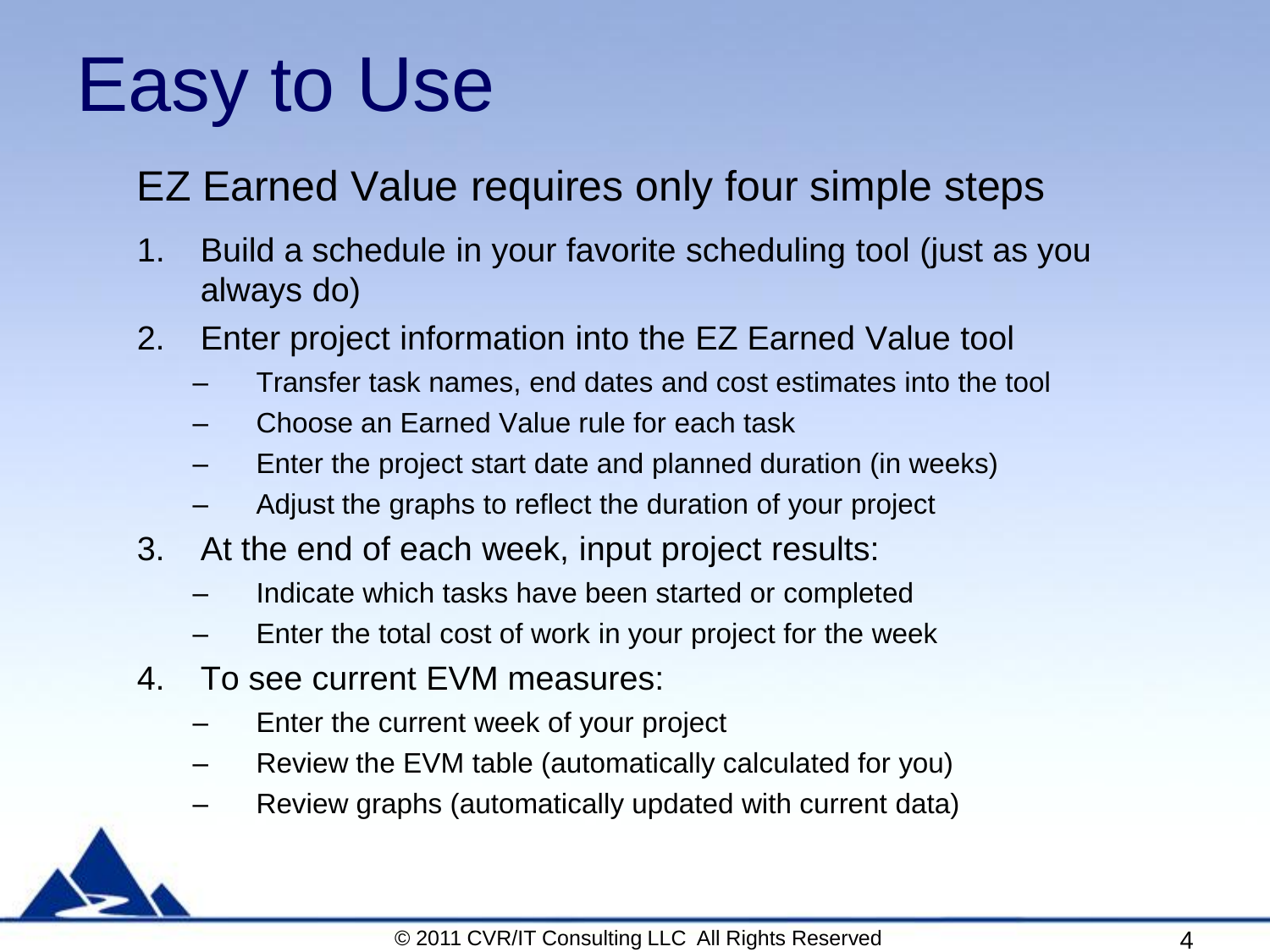# Easy to Use

EZ Earned Value requires only four simple steps

1. Build a schedule in your favorite scheduling tool (just as you always do)
2. Enter project information into the EZ Earned Value tool
   - Transfer task names, end dates and cost estimates into the tool
   - Choose an Earned Value rule for each task
   - Enter the project start date and planned duration (in weeks)
   - Adjust the graphs to reflect the duration of your project
3. At the end of each week, input project results:
   - Indicate which tasks have been started or completed
   - Enter the total cost of work in your project for the week
4. To see current EVM measures:
   - Enter the current week of your project
   - Review the EVM table (automatically calculated for you)
   - Review graphs (automatically updated with current data)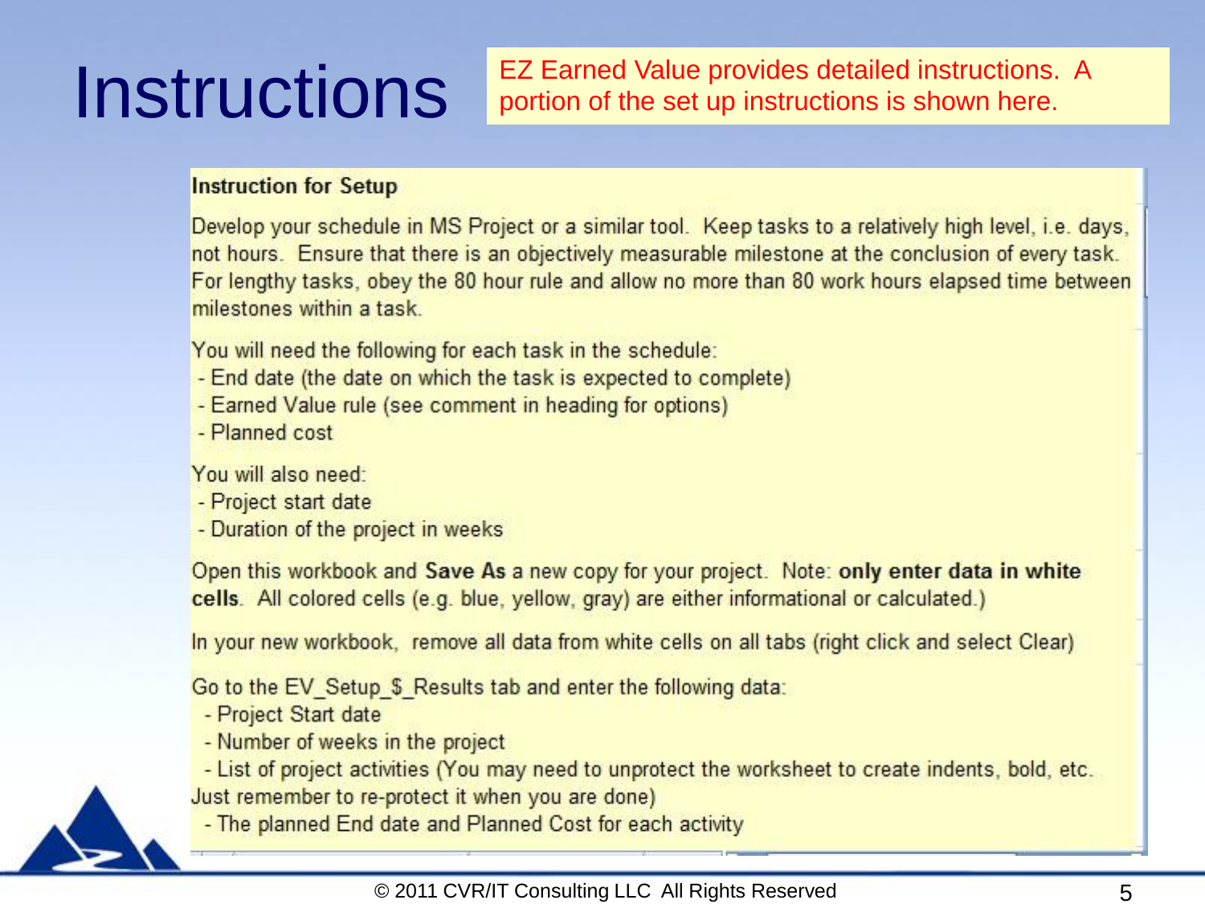# Instructions

EZ Earned Value provides detailed instructions. A portion of the set up instructions is shown here.

**Instruction for Setup**

Develop your schedule in MS Project or a similar tool. Keep tasks to a relatively high level, i.e. days, not hours. Ensure that there is an objectively measurable milestone at the conclusion of every task. For lengthy tasks, obey the 80 hour rule and allow no more than 80 work hours elapsed time between milestones within a task.

You will need the following for each task in the schedule:

- End date (the date on which the task is expected to complete)
- Earned Value rule (see comment in heading for options)
- Planned cost

You will also need:

- Project start date
- Duration of the project in weeks

Open this workbook and **Save As** a new copy for your project. Note: **only enter data in white cells**. All colored cells (e.g. blue, yellow, gray) are either informational or calculated.)

In your new workbook, remove all data from white cells on all tabs (right click and select Clear)

Go to the EV_Setup_$_Results tab and enter the following data:

- Project Start date
- Number of weeks in the project
- List of project activities (You may need to unprotect the worksheet to create indents, bold, etc. Just remember to re-protect it when you are done)
- The planned End date and Planned Cost for each activity

© 2011 CVR/IT Consulting LLC All Rights Reserved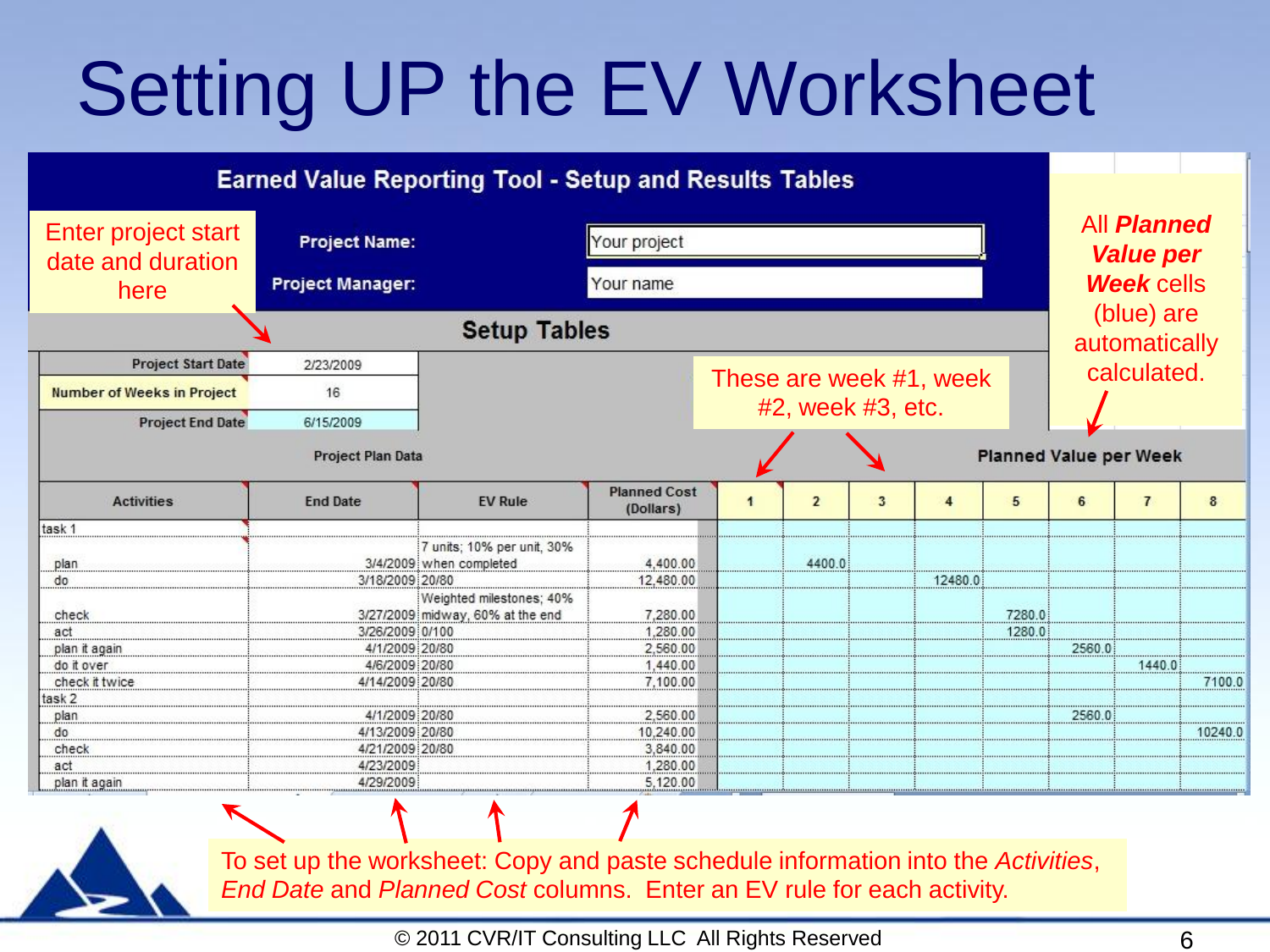# Setting UP the EV Worksheet

## Earned Value Reporting Tool - Setup and Results Tables

Enter project start date and duration here

**Project Name:** Your project

**Project Manager:** Your name

### Setup Tables

| | |
|---|---|
| Project Start Date | 2/23/2009 |
| Number of Weeks in Project | 16 |
| Project End Date | 6/15/2009 |

These are week #1, week #2, week #3, etc.

All ***Planned Value per Week*** cells (blue) are automatically calculated.

**Project Plan Data** — **Planned Value per Week**

| Activities | End Date | EV Rule | Planned Cost (Dollars) | 1 | 2 | 3 | 4 | 5 | 6 | 7 | 8 |
|---|---|---|---|---|---|---|---|---|---|---|---|
| task 1 | | | | | | | | | | | |
| plan | 3/4/2009 | 7 units; 10% per unit, 30% when completed | 4,400.00 | | 4400.0 | | | | | | |
| do | 3/18/2009 | 20/80 | 12,480.00 | | | | 12480.0 | | | | |
| check | 3/27/2009 | Weighted milestones; 40% midway, 60% at the end | 7,280.00 | | | | | 7280.0 | | | |
| act | 3/26/2009 | 0/100 | 1,280.00 | | | | | 1280.0 | | | |
| plan it again | 4/1/2009 | 20/80 | 2,560.00 | | | | | | 2560.0 | | |
| do it over | 4/6/2009 | 20/80 | 1,440.00 | | | | | | | 1440.0 | |
| check it twice | 4/14/2009 | 20/80 | 7,100.00 | | | | | | | | 7100.0 |
| task 2 | | | | | | | | | | | |
| plan | 4/1/2009 | 20/80 | 2,560.00 | | | | | | 2560.0 | | |
| do | 4/13/2009 | 20/80 | 10,240.00 | | | | | | | | 10240.0 |
| check | 4/21/2009 | 20/80 | 3,840.00 | | | | | | | | |
| act | 4/23/2009 | | 1,280.00 | | | | | | | | |
| plan it again | 4/29/2009 | | 5,120.00 | | | | | | | | |

To set up the worksheet: Copy and paste schedule information into the *Activities*, *End Date* and *Planned Cost* columns. Enter an EV rule for each activity.

© 2011 CVR/IT Consulting LLC All Rights Reserved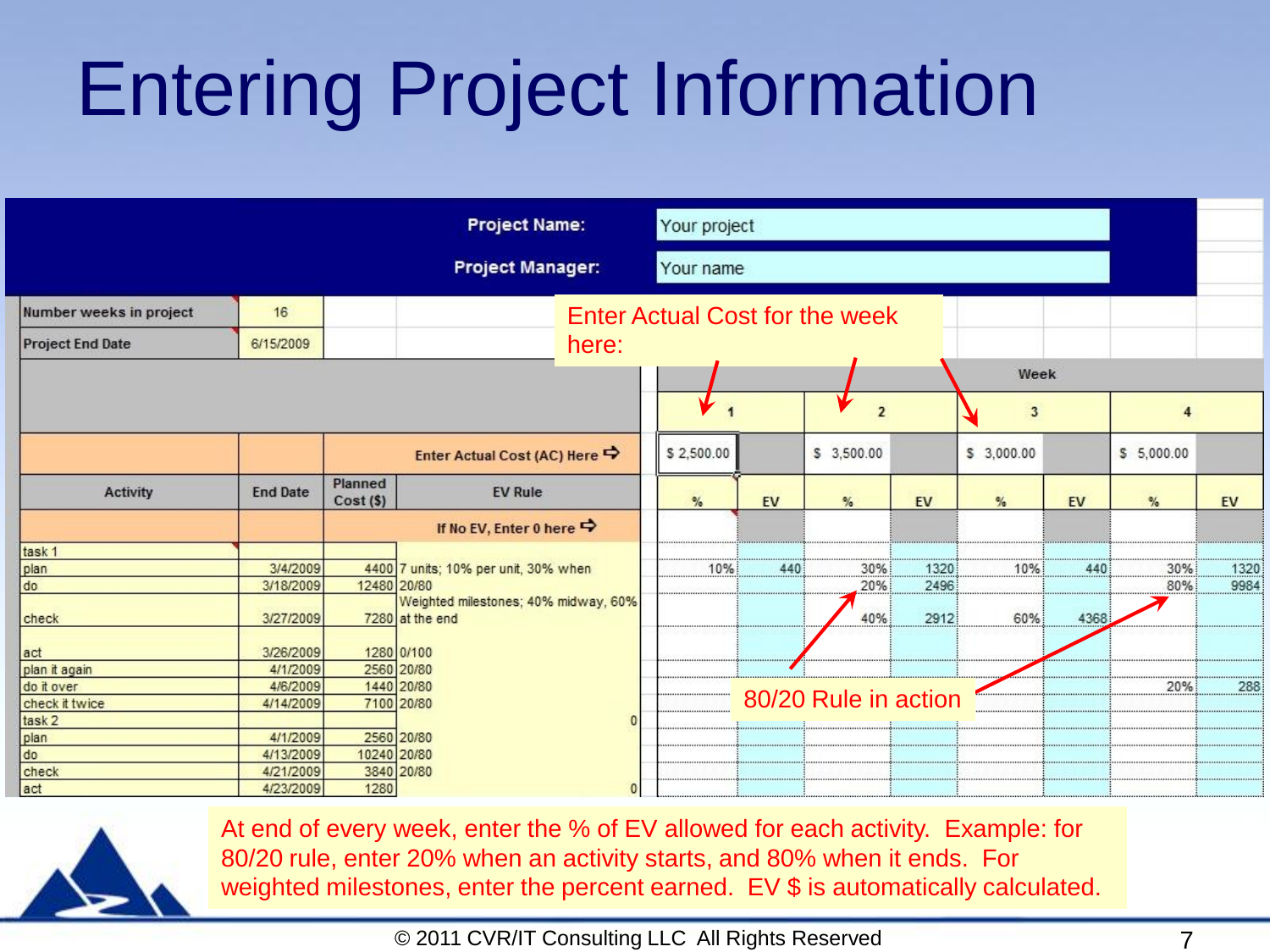# Entering Project Information

| | | | Project Name: | Your project | | | | | | | |
|---|---|---|---|---|---|---|---|---|---|---|---|
| | | | Project Manager: | Your name | | | | | | | |
| Number weeks in project | 16 | | | | | | | | | | |
| Project End Date | 6/15/2009 | | | | | | | | | | |
| | | | | Week | | | | | | | |
| | | | | 1 | | 2 | | 3 | | 4 | |
| | | | Enter Actual Cost (AC) Here ⇨ | $ 2,500.00 | | $ 3,500.00 | | $ 3,000.00 | | $ 5,000.00 | |
| Activity | End Date | Planned Cost ($) | EV Rule | % | EV | % | EV | % | EV | % | EV |
| | | | If No EV, Enter 0 here ⇨ | | | | | | | | |
| task 1 | | | | | | | | | | | |
| plan | 3/4/2009 | 4400 | 7 units; 10% per unit, 30% when | 10% | 440 | 30% | 1320 | 10% | 440 | 30% | 1320 |
| do | 3/18/2009 | 12480 | 20/80 | | | 20% | 2496 | | | 80% | 9984 |
| check | 3/27/2009 | 7280 | Weighted milestones; 40% midway, 60% at the end | | | 40% | 2912 | 60% | 4368 | | |
| act | 3/26/2009 | 1280 | 0/100 | | | | | | | | |
| plan it again | 4/1/2009 | 2560 | 20/80 | | | | | | | | |
| do it over | 4/6/2009 | 1440 | 20/80 | | | | | | | 20% | 288 |
| check it twice | 4/14/2009 | 7100 | 20/80 | | | | | | | | |
| task 2 | | | 0 | | | | | | | | |
| plan | 4/1/2009 | 2560 | 20/80 | | | | | | | | |
| do | 4/13/2009 | 10240 | 20/80 | | | | | | | | |
| check | 4/21/2009 | 3840 | 20/80 | | | | | | | | |
| act | 4/23/2009 | 1280 | 0 | | | | | | | | |

Enter Actual Cost for the week here:

80/20 Rule in action

At end of every week, enter the % of EV allowed for each activity. Example: for 80/20 rule, enter 20% when an activity starts, and 80% when it ends. For weighted milestones, enter the percent earned. EV $ is automatically calculated.

© 2011 CVR/IT Consulting LLC All Rights Reserved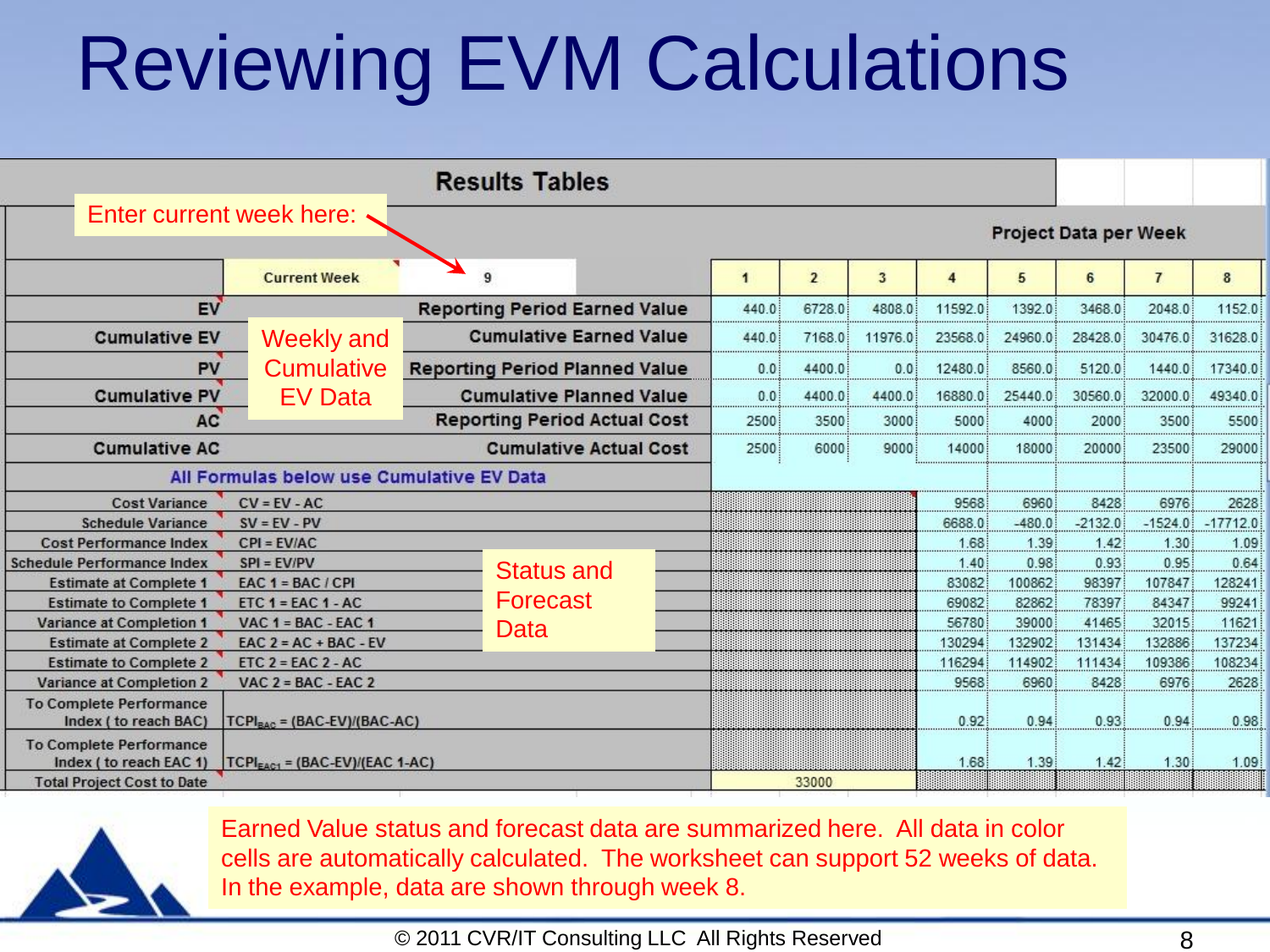# Reviewing EVM Calculations

## Results Tables

Enter current week here:

Weekly and Cumulative EV Data

Status and Forecast Data

| | | Project Data per Week | | | | | | | |
|---|---|---|---|---|---|---|---|---|---|
| | Current Week: 9 | 1 | 2 | 3 | 4 | 5 | 6 | 7 | 8 |
| EV | Reporting Period Earned Value | 440.0 | 6728.0 | 4808.0 | 11592.0 | 1392.0 | 3468.0 | 2048.0 | 1152.0 |
| Cumulative EV | Cumulative Earned Value | 440.0 | 7168.0 | 11976.0 | 23568.0 | 24960.0 | 28428.0 | 30476.0 | 31628.0 |
| PV | Reporting Period Planned Value | 0.0 | 4400.0 | 0.0 | 12480.0 | 8560.0 | 5120.0 | 1440.0 | 17340.0 |
| Cumulative PV | Cumulative Planned Value | 0.0 | 4400.0 | 4400.0 | 16880.0 | 25440.0 | 30560.0 | 32000.0 | 49340.0 |
| AC | Reporting Period Actual Cost | 2500 | 3500 | 3000 | 5000 | 4000 | 2000 | 3500 | 5500 |
| Cumulative AC | Cumulative Actual Cost | 2500 | 6000 | 9000 | 14000 | 18000 | 20000 | 23500 | 29000 |
| All Formulas below use Cumulative EV Data | | | | | | | | | |
| Cost Variance | CV = EV - AC | | | | 9568 | 6960 | 8428 | 6976 | 2628 |
| Schedule Variance | SV = EV - PV | | | | 6688.0 | -480.0 | -2132.0 | -1524.0 | -17712.0 |
| Cost Performance Index | CPI = EV/AC | | | | 1.68 | 1.39 | 1.42 | 1.30 | 1.09 |
| Schedule Performance Index | SPI = EV/PV | | | | 1.40 | 0.98 | 0.93 | 0.95 | 0.64 |
| Estimate at Complete 1 | EAC 1 = BAC / CPI | | | | 83082 | 100862 | 98397 | 107847 | 128241 |
| Estimate to Complete 1 | ETC 1 = EAC 1 - AC | | | | 69082 | 82862 | 78397 | 84347 | 99241 |
| Variance at Completion 1 | VAC 1 = BAC - EAC 1 | | | | 56780 | 39000 | 41465 | 32015 | 11621 |
| Estimate at Complete 2 | EAC 2 = AC + BAC - EV | | | | 130294 | 132902 | 131434 | 132886 | 137234 |
| Estimate to Complete 2 | ETC 2 = EAC 2 - AC | | | | 116294 | 114902 | 111434 | 109386 | 108234 |
| Variance at Completion 2 | VAC 2 = BAC - EAC 2 | | | | 9568 | 6960 | 8428 | 6976 | 2628 |
| To Complete Performance Index ( to reach BAC) | $TCPI_{BAC}$ = (BAC-EV)/(BAC-AC) | | | | 0.92 | 0.94 | 0.93 | 0.94 | 0.98 |
| To Complete Performance Index ( to reach EAC 1) | $TCPI_{EAC1}$ = (BAC-EV)/(EAC 1-AC) | | | | 1.68 | 1.39 | 1.42 | 1.30 | 1.09 |
| Total Project Cost to Date | | 33000 | | | | | | | |

Earned Value status and forecast data are summarized here. All data in color cells are automatically calculated. The worksheet can support 52 weeks of data. In the example, data are shown through week 8.

© 2011 CVR/IT Consulting LLC All Rights Reserved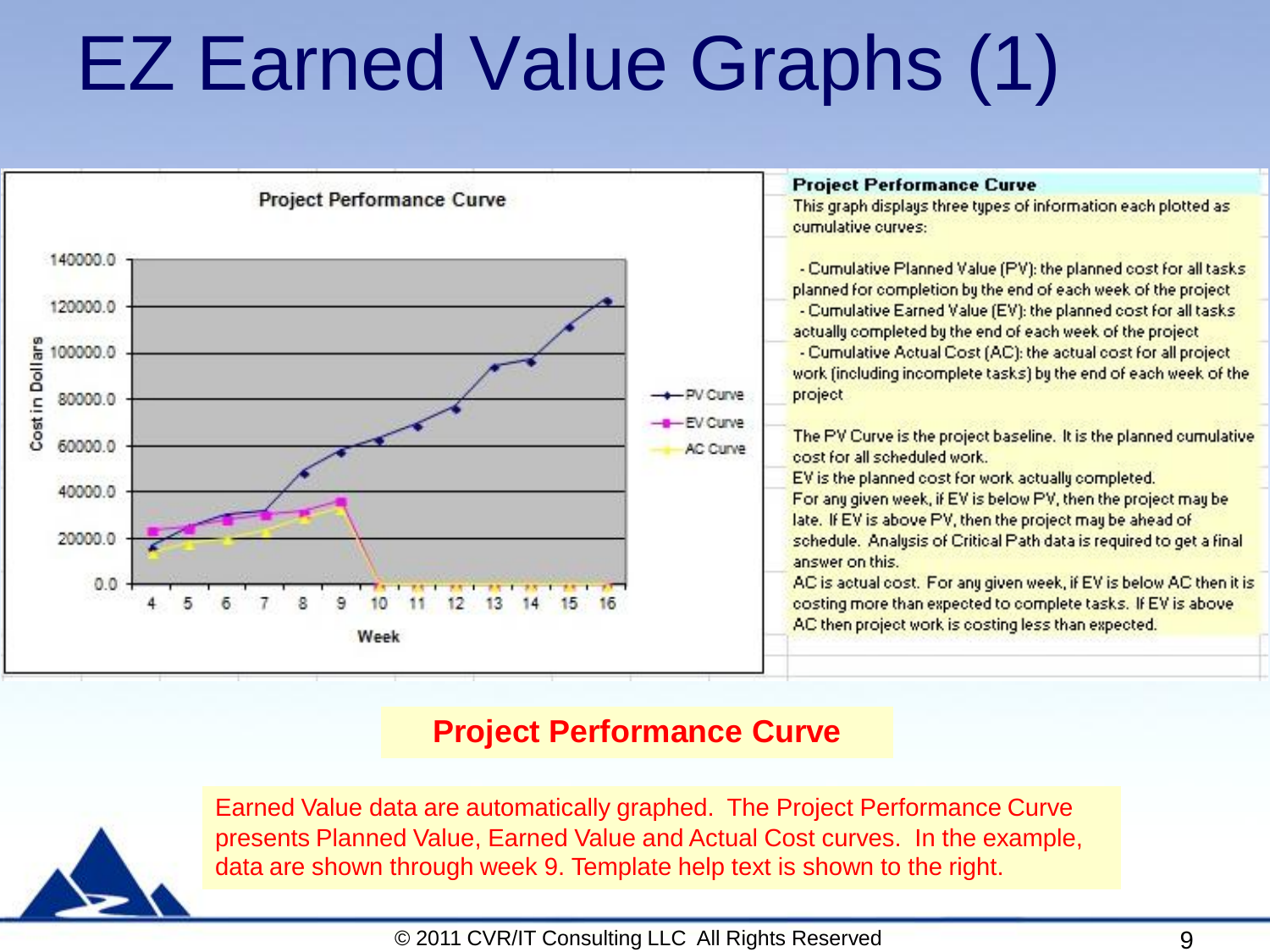# EZ Earned Value Graphs (1)

**Project Performance Curve**

This graph displays three types of information each plotted as cumulative curves:

- Cumulative Planned Value (PV): the planned cost for all tasks planned for completion by the end of each week of the project
- Cumulative Earned Value (EV): the planned cost for all tasks actually completed by the end of each week of the project
- Cumulative Actual Cost (AC): the actual cost for all project work (including incomplete tasks) by the end of each week of the project

The PV Curve is the project baseline. It is the planned cumulative cost for all scheduled work.
EV is the planned cost for work actually completed.
For any given week, if EV is below PV, then the project may be late. If EV is above PV, then the project may be ahead of schedule. Analysis of Critical Path data is required to get a final answer on this.
AC is actual cost. For any given week, if EV is below AC then it is costing more than expected to complete tasks. If EV is above AC then project work is costing less than expected.

## Project Performance Curve

Earned Value data are automatically graphed. The Project Performance Curve presents Planned Value, Earned Value and Actual Cost curves. In the example, data are shown through week 9. Template help text is shown to the right.

© 2011 CVR/IT Consulting LLC All Rights Reserved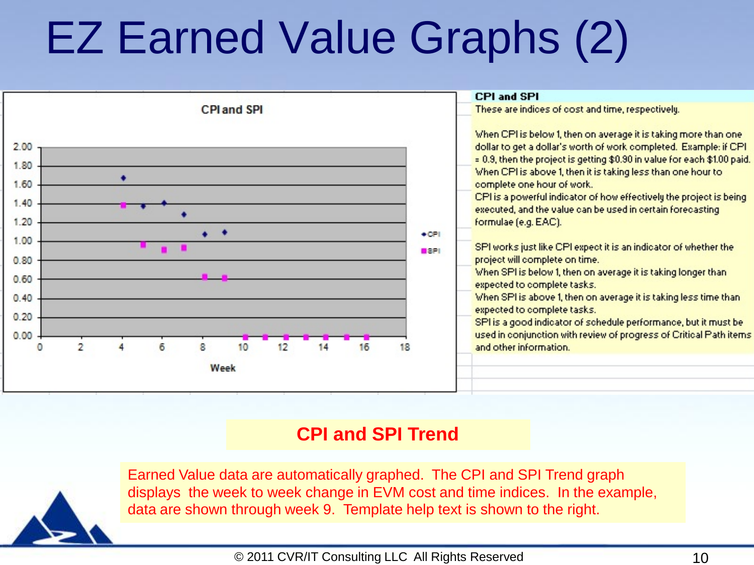# EZ Earned Value Graphs (2)

**CPI and SPI**

These are indices of cost and time, respectively.

When CPI is below 1, then on average it is taking more than one dollar to get a dollar's worth of work completed. Example: if CPI = 0.9, then the project is getting $0.90 in value for each $1.00 paid.
When CPI is above 1, then it is taking less than one hour to complete one hour of work.
CPI is a powerful indicator of how effectively the project is being executed, and the value can be used in certain forecasting formulae (e.g. EAC).

SPI works just like CPI expect it is an indicator of whether the project will complete on time.
When SPI is below 1, then on average it is taking longer than expected to complete tasks.
When SPI is above 1, then on average it is taking less time than expected to complete tasks.
SPI is a good indicator of schedule performance, but it must be used in conjunction with review of progress of Critical Path items and other information.

## CPI and SPI Trend

Earned Value data are automatically graphed. The CPI and SPI Trend graph displays the week to week change in EVM cost and time indices. In the example, data are shown through week 9. Template help text is shown to the right.

© 2011 CVR/IT Consulting LLC All Rights Reserved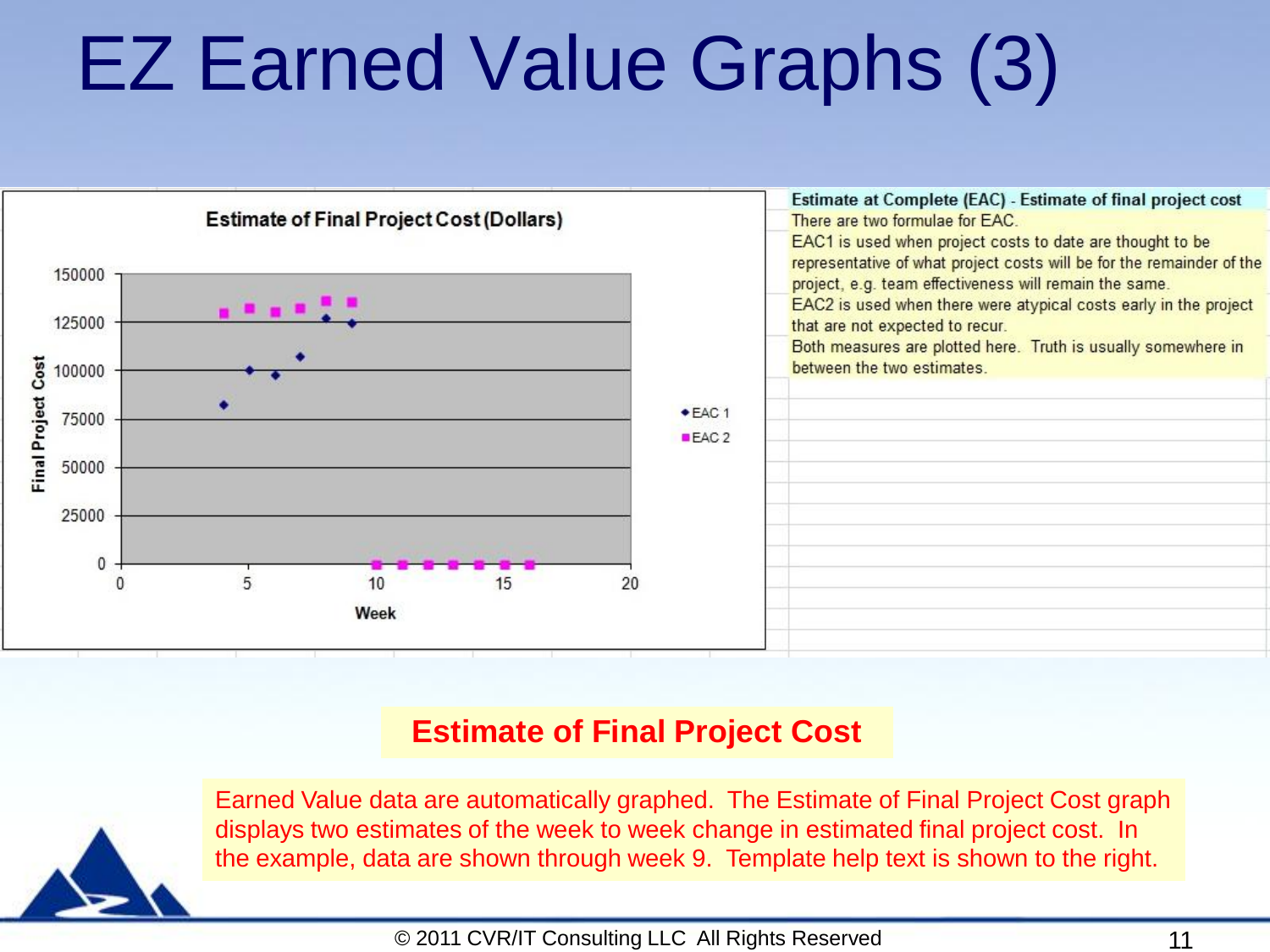# EZ Earned Value Graphs (3)

**Estimate of Final Project Cost (Dollars)**

Final Project Cost

150000

125000

100000

75000

50000

25000

0

0 5 10 15 20

Week

◆ EAC 1

■ EAC 2

**Estimate at Complete (EAC) - Estimate of final project cost**

There are two formulae for EAC.

EAC1 is used when project costs to date are thought to be representative of what project costs will be for the remainder of the project, e.g. team effectiveness will remain the same.

EAC2 is used when there were atypical costs early in the project that are not expected to recur.

Both measures are plotted here. Truth is usually somewhere in between the two estimates.

## Estimate of Final Project Cost

Earned Value data are automatically graphed. The Estimate of Final Project Cost graph displays two estimates of the week to week change in estimated final project cost. In the example, data are shown through week 9. Template help text is shown to the right.

© 2011 CVR/IT Consulting LLC All Rights Reserved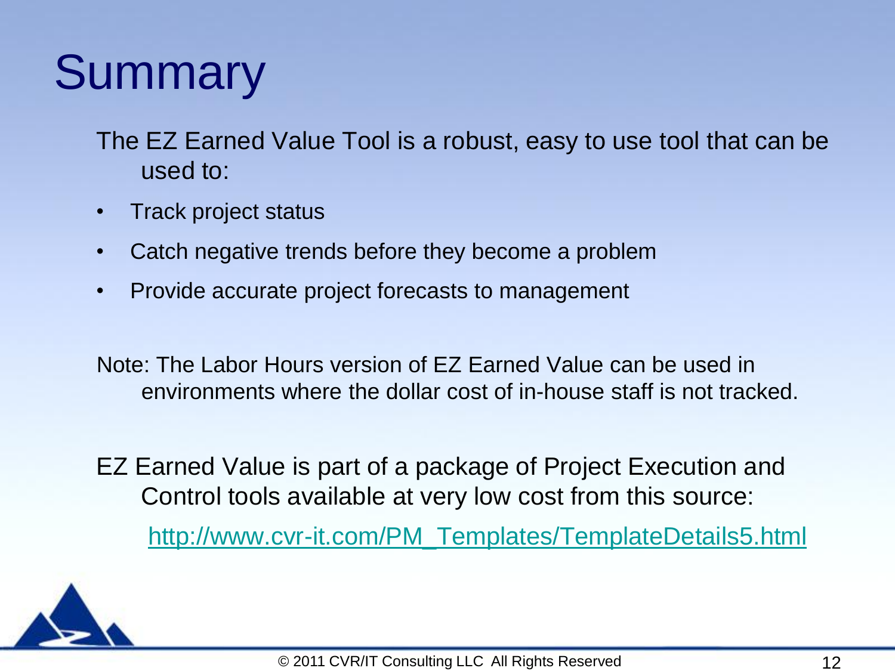# Summary

The EZ Earned Value Tool is a robust, easy to use tool that can be used to:

- Track project status
- Catch negative trends before they become a problem
- Provide accurate project forecasts to management

Note: The Labor Hours version of EZ Earned Value can be used in environments where the dollar cost of in-house staff is not tracked.

EZ Earned Value is part of a package of Project Execution and Control tools available at very low cost from this source:

http://www.cvr-it.com/PM_Templates/TemplateDetails5.html

© 2011 CVR/IT Consulting LLC All Rights Reserved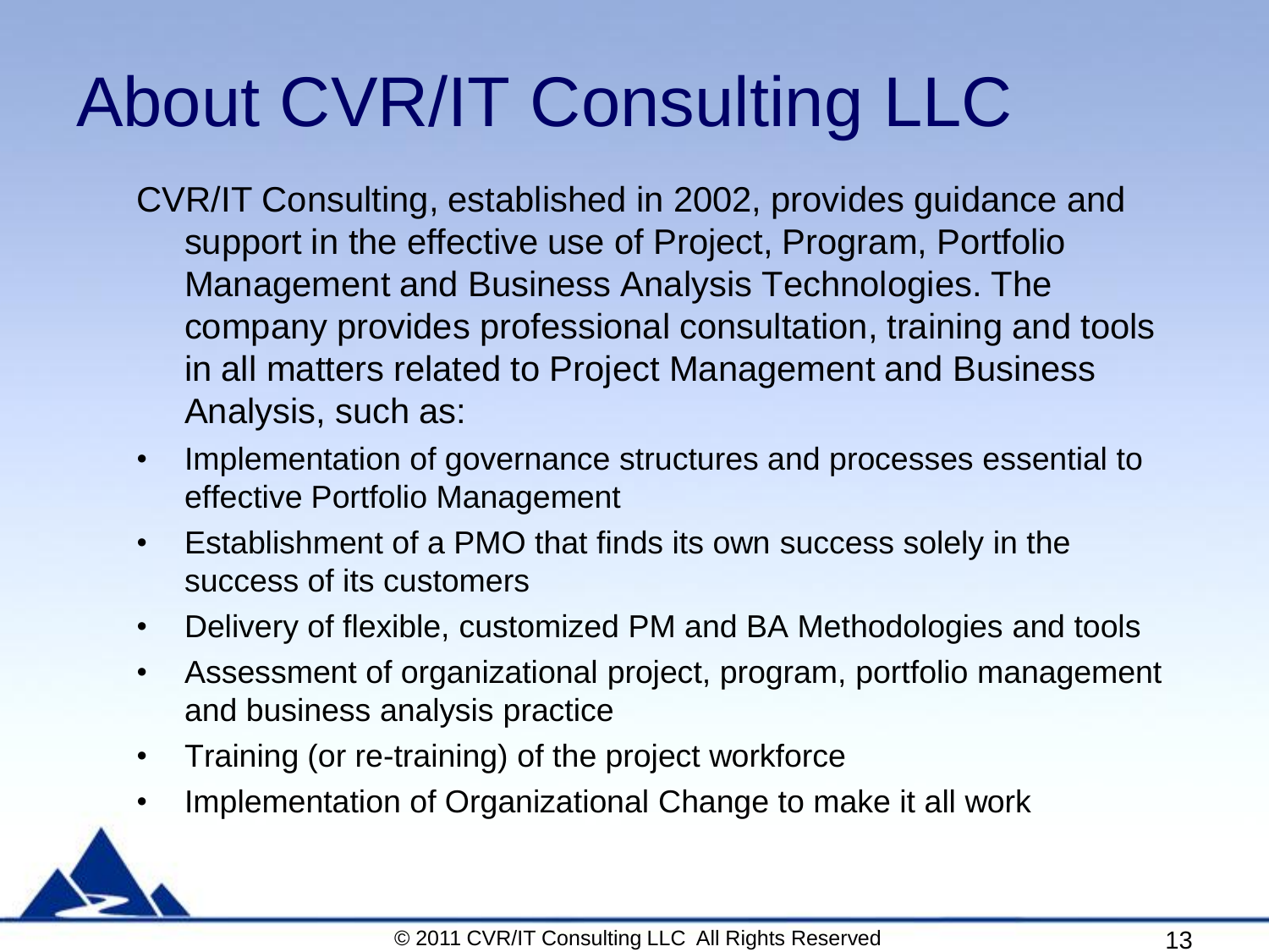# About CVR/IT Consulting LLC

CVR/IT Consulting, established in 2002, provides guidance and support in the effective use of Project, Program, Portfolio Management and Business Analysis Technologies. The company provides professional consultation, training and tools in all matters related to Project Management and Business Analysis, such as:

- Implementation of governance structures and processes essential to effective Portfolio Management
- Establishment of a PMO that finds its own success solely in the success of its customers
- Delivery of flexible, customized PM and BA Methodologies and tools
- Assessment of organizational project, program, portfolio management and business analysis practice
- Training (or re-training) of the project workforce
- Implementation of Organizational Change to make it all work

© 2011 CVR/IT Consulting LLC All Rights Reserved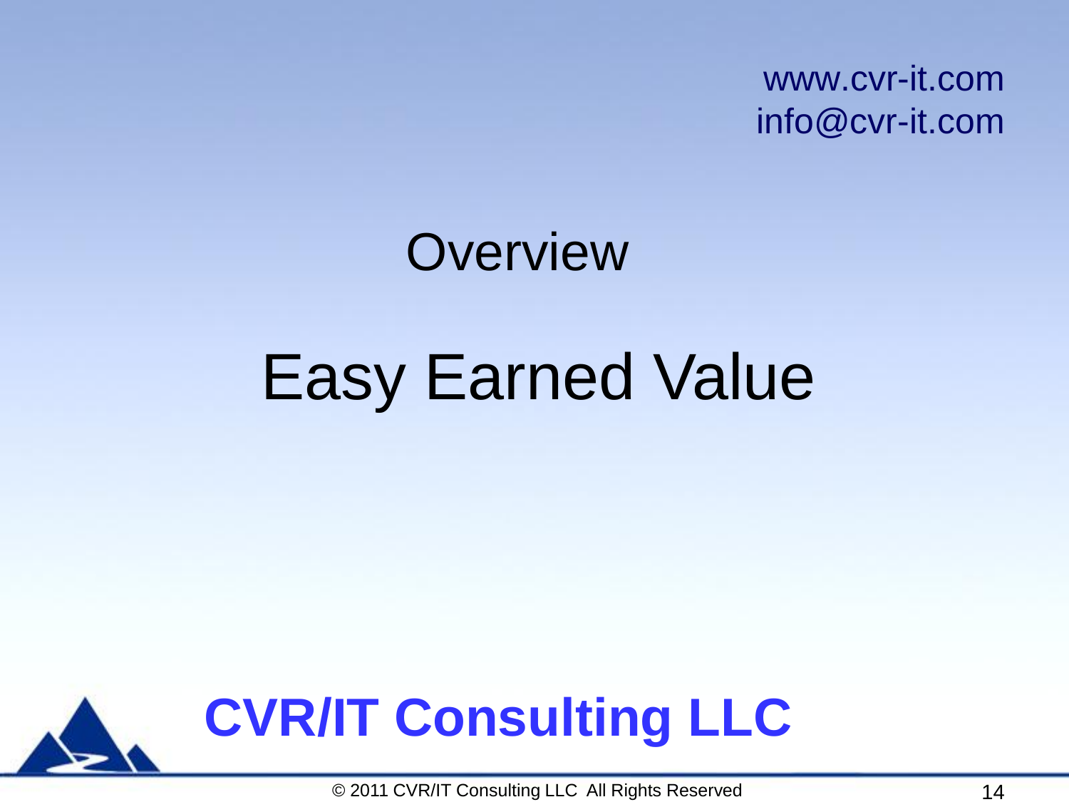www.cvr-it.com
info@cvr-it.com

# Overview

# Easy Earned Value

**CVR/IT Consulting LLC**

© 2011 CVR/IT Consulting LLC All Rights Reserved